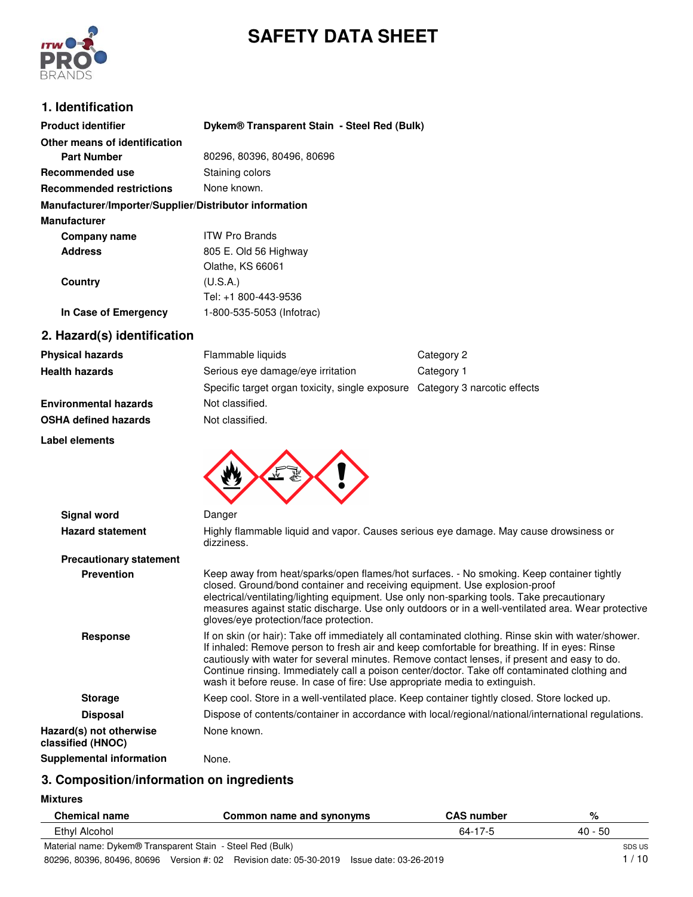# SAFETY DATA SHEET

## 1. Identification

| | |
|---|---|
| **Product identifier** | **Dykem® Transparent Stain - Steel Red (Bulk)** |
| **Other means of identification** | |
| **Part Number** | 80296, 80396, 80496, 80696 |
| **Recommended use** | Staining colors |
| **Recommended restrictions** | None known. |

**Manufacturer/Importer/Supplier/Distributor information**

**Manufacturer**

| | |
|---|---|
| **Company name** | ITW Pro Brands |
| **Address** | 805 E. Old 56 Highway<br>Olathe, KS 66061 |
| **Country** | (U.S.A.)<br>Tel: +1 800-443-9536 |
| **In Case of Emergency** | 1-800-535-5053 (Infotrac) |

## 2. Hazard(s) identification

| | | |
|---|---|---|
| **Physical hazards** | Flammable liquids | Category 2 |
| **Health hazards** | Serious eye damage/eye irritation | Category 1 |
| | Specific target organ toxicity, single exposure | Category 3 narcotic effects |
| **Environmental hazards** | Not classified. | |
| **OSHA defined hazards** | Not classified. | |

**Label elements**

**Signal word** Danger

**Hazard statement** Highly flammable liquid and vapor. Causes serious eye damage. May cause drowsiness or dizziness.

**Precautionary statement**

**Prevention** Keep away from heat/sparks/open flames/hot surfaces. - No smoking. Keep container tightly closed. Ground/bond container and receiving equipment. Use explosion-proof electrical/ventilating/lighting equipment. Use only non-sparking tools. Take precautionary measures against static discharge. Use only outdoors or in a well-ventilated area. Wear protective gloves/eye protection/face protection.

**Response** If on skin (or hair): Take off immediately all contaminated clothing. Rinse skin with water/shower. If inhaled: Remove person to fresh air and keep comfortable for breathing. If in eyes: Rinse cautiously with water for several minutes. Remove contact lenses, if present and easy to do. Continue rinsing. Immediately call a poison center/doctor. Take off contaminated clothing and wash it before reuse. In case of fire: Use appropriate media to extinguish.

**Storage** Keep cool. Store in a well-ventilated place. Keep container tightly closed. Store locked up.

**Disposal** Dispose of contents/container in accordance with local/regional/national/international regulations.

**Hazard(s) not otherwise classified (HNOC)** None known.

**Supplemental information** None.

## 3. Composition/information on ingredients

**Mixtures**

| Chemical name | Common name and synonyms | CAS number | % |
|---|---|---|---|
| Ethyl Alcohol | | 64-17-5 | 40 - 50 |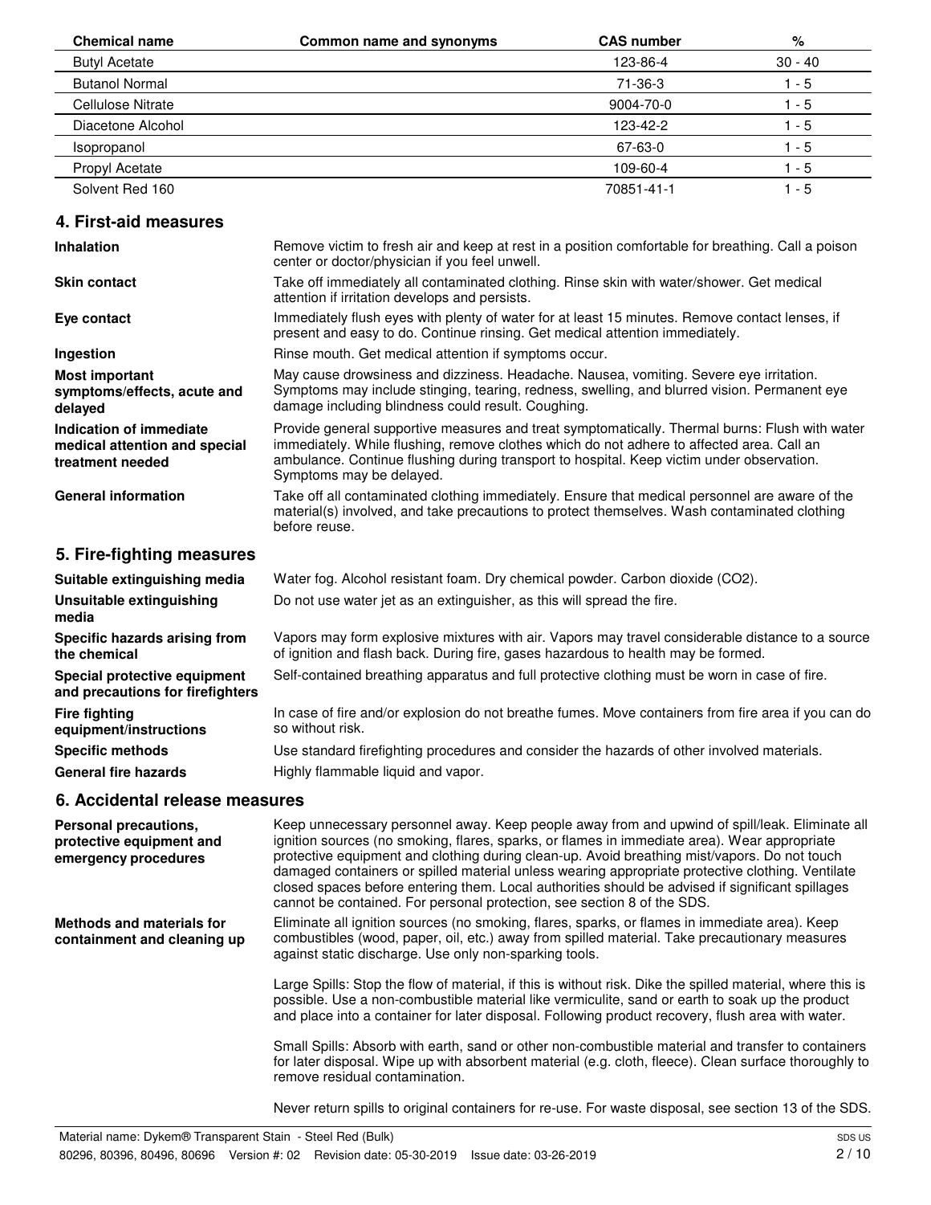| Chemical name | Common name and synonyms | CAS number | % |
| --- | --- | --- | --- |
| Butyl Acetate | | 123-86-4 | 30 - 40 |
| Butanol Normal | | 71-36-3 | 1 - 5 |
| Cellulose Nitrate | | 9004-70-0 | 1 - 5 |
| Diacetone Alcohol | | 123-42-2 | 1 - 5 |
| Isopropanol | | 67-63-0 | 1 - 5 |
| Propyl Acetate | | 109-60-4 | 1 - 5 |
| Solvent Red 160 | | 70851-41-1 | 1 - 5 |

## 4. First-aid measures

**Inhalation**
Remove victim to fresh air and keep at rest in a position comfortable for breathing. Call a poison center or doctor/physician if you feel unwell.

**Skin contact**
Take off immediately all contaminated clothing. Rinse skin with water/shower. Get medical attention if irritation develops and persists.

**Eye contact**
Immediately flush eyes with plenty of water for at least 15 minutes. Remove contact lenses, if present and easy to do. Continue rinsing. Get medical attention immediately.

**Ingestion**
Rinse mouth. Get medical attention if symptoms occur.

**Most important symptoms/effects, acute and delayed**
May cause drowsiness and dizziness. Headache. Nausea, vomiting. Severe eye irritation. Symptoms may include stinging, tearing, redness, swelling, and blurred vision. Permanent eye damage including blindness could result. Coughing.

**Indication of immediate medical attention and special treatment needed**
Provide general supportive measures and treat symptomatically. Thermal burns: Flush with water immediately. While flushing, remove clothes which do not adhere to affected area. Call an ambulance. Continue flushing during transport to hospital. Keep victim under observation. Symptoms may be delayed.

**General information**
Take off all contaminated clothing immediately. Ensure that medical personnel are aware of the material(s) involved, and take precautions to protect themselves. Wash contaminated clothing before reuse.

## 5. Fire-fighting measures

**Suitable extinguishing media**
Water fog. Alcohol resistant foam. Dry chemical powder. Carbon dioxide ($CO_2$).

**Unsuitable extinguishing media**
Do not use water jet as an extinguisher, as this will spread the fire.

**Specific hazards arising from the chemical**
Vapors may form explosive mixtures with air. Vapors may travel considerable distance to a source of ignition and flash back. During fire, gases hazardous to health may be formed.

**Special protective equipment and precautions for firefighters**
Self-contained breathing apparatus and full protective clothing must be worn in case of fire.

**Fire fighting equipment/instructions**
In case of fire and/or explosion do not breathe fumes. Move containers from fire area if you can do so without risk.

**Specific methods**
Use standard firefighting procedures and consider the hazards of other involved materials.

**General fire hazards**
Highly flammable liquid and vapor.

## 6. Accidental release measures

**Personal precautions, protective equipment and emergency procedures**
Keep unnecessary personnel away. Keep people away from and upwind of spill/leak. Eliminate all ignition sources (no smoking, flares, sparks, or flames in immediate area). Wear appropriate protective equipment and clothing during clean-up. Avoid breathing mist/vapors. Do not touch damaged containers or spilled material unless wearing appropriate protective clothing. Ventilate closed spaces before entering them. Local authorities should be advised if significant spillages cannot be contained. For personal protection, see section 8 of the SDS.

**Methods and materials for containment and cleaning up**
Eliminate all ignition sources (no smoking, flares, sparks, or flames in immediate area). Keep combustibles (wood, paper, oil, etc.) away from spilled material. Take precautionary measures against static discharge. Use only non-sparking tools.

Large Spills: Stop the flow of material, if this is without risk. Dike the spilled material, where this is possible. Use a non-combustible material like vermiculite, sand or earth to soak up the product and place into a container for later disposal. Following product recovery, flush area with water.

Small Spills: Absorb with earth, sand or other non-combustible material and transfer to containers for later disposal. Wipe up with absorbent material (e.g. cloth, fleece). Clean surface thoroughly to remove residual contamination.

Never return spills to original containers for re-use. For waste disposal, see section 13 of the SDS.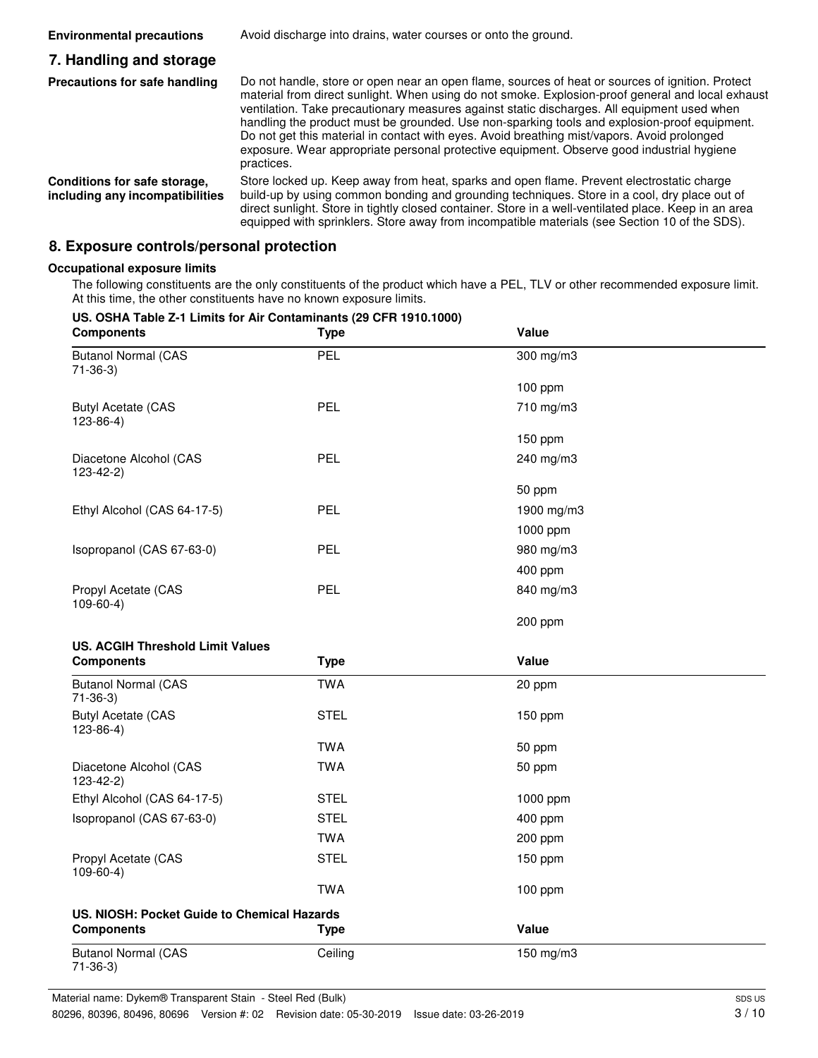**Environmental precautions** Avoid discharge into drains, water courses or onto the ground.

## 7. Handling and storage

**Precautions for safe handling** Do not handle, store or open near an open flame, sources of heat or sources of ignition. Protect material from direct sunlight. When using do not smoke. Explosion-proof general and local exhaust ventilation. Take precautionary measures against static discharges. All equipment used when handling the product must be grounded. Use non-sparking tools and explosion-proof equipment. Do not get this material in contact with eyes. Avoid breathing mist/vapors. Avoid prolonged exposure. Wear appropriate personal protective equipment. Observe good industrial hygiene practices.

**Conditions for safe storage, including any incompatibilities** Store locked up. Keep away from heat, sparks and open flame. Prevent electrostatic charge build-up by using common bonding and grounding techniques. Store in a cool, dry place out of direct sunlight. Store in tightly closed container. Store in a well-ventilated place. Keep in an area equipped with sprinklers. Store away from incompatible materials (see Section 10 of the SDS).

## 8. Exposure controls/personal protection

**Occupational exposure limits**

The following constituents are the only constituents of the product which have a PEL, TLV or other recommended exposure limit. At this time, the other constituents have no known exposure limits.

**US. OSHA Table Z-1 Limits for Air Contaminants (29 CFR 1910.1000)**

| Components | Type | Value |
|---|---|---|
| Butanol Normal (CAS 71-36-3) | PEL | 300 mg/m3 |
| | | 100 ppm |
| Butyl Acetate (CAS 123-86-4) | PEL | 710 mg/m3 |
| | | 150 ppm |
| Diacetone Alcohol (CAS 123-42-2) | PEL | 240 mg/m3 |
| | | 50 ppm |
| Ethyl Alcohol (CAS 64-17-5) | PEL | 1900 mg/m3 |
| | | 1000 ppm |
| Isopropanol (CAS 67-63-0) | PEL | 980 mg/m3 |
| | | 400 ppm |
| Propyl Acetate (CAS 109-60-4) | PEL | 840 mg/m3 |
| | | 200 ppm |

**US. ACGIH Threshold Limit Values**

| Components | Type | Value |
|---|---|---|
| Butanol Normal (CAS 71-36-3) | TWA | 20 ppm |
| Butyl Acetate (CAS 123-86-4) | STEL | 150 ppm |
| | TWA | 50 ppm |
| Diacetone Alcohol (CAS 123-42-2) | TWA | 50 ppm |
| Ethyl Alcohol (CAS 64-17-5) | STEL | 1000 ppm |
| Isopropanol (CAS 67-63-0) | STEL | 400 ppm |
| | TWA | 200 ppm |
| Propyl Acetate (CAS 109-60-4) | STEL | 150 ppm |
| | TWA | 100 ppm |

**US. NIOSH: Pocket Guide to Chemical Hazards**

| Components | Type | Value |
|---|---|---|
| Butanol Normal (CAS 71-36-3) | Ceiling | 150 mg/m3 |

Material name: Dykem® Transparent Stain - Steel Red (Bulk)
80296, 80396, 80496, 80696 Version #: 02 Revision date: 05-30-2019 Issue date: 03-26-2019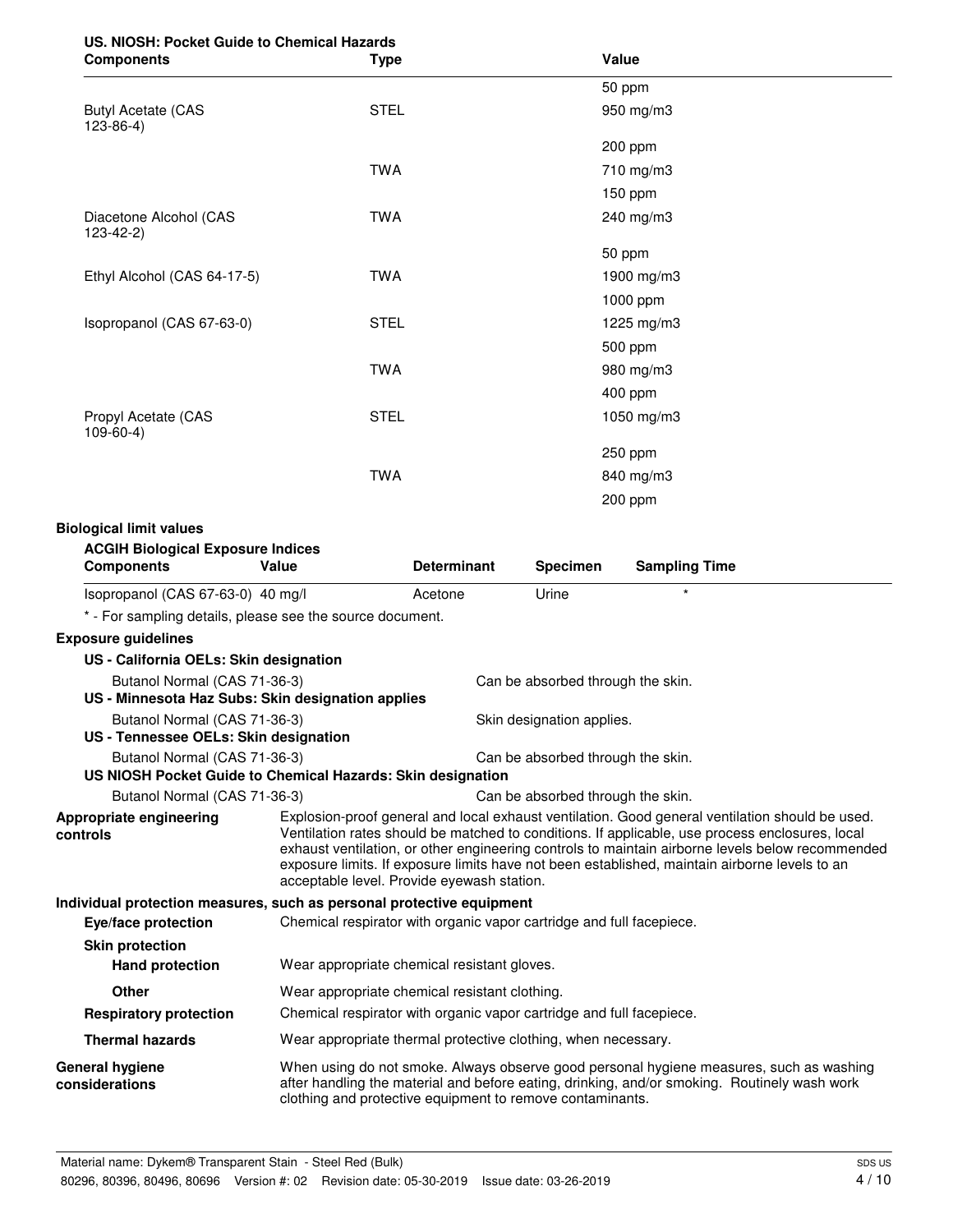**US. NIOSH: Pocket Guide to Chemical Hazards**

| Components | Type | Value |
|---|---|---|
| | | 50 ppm |
| Butyl Acetate (CAS 123-86-4) | STEL | 950 mg/m3 |
| | | 200 ppm |
| | TWA | 710 mg/m3 |
| | | 150 ppm |
| Diacetone Alcohol (CAS 123-42-2) | TWA | 240 mg/m3 |
| | | 50 ppm |
| Ethyl Alcohol (CAS 64-17-5) | TWA | 1900 mg/m3 |
| | | 1000 ppm |
| Isopropanol (CAS 67-63-0) | STEL | 1225 mg/m3 |
| | | 500 ppm |
| | TWA | 980 mg/m3 |
| | | 400 ppm |
| Propyl Acetate (CAS 109-60-4) | STEL | 1050 mg/m3 |
| | | 250 ppm |
| | TWA | 840 mg/m3 |
| | | 200 ppm |

**Biological limit values**

**ACGIH Biological Exposure Indices**

| Components | Value | Determinant | Specimen | Sampling Time |
|---|---|---|---|---|
| Isopropanol (CAS 67-63-0) | 40 mg/l | Acetone | Urine | * |

* - For sampling details, please see the source document.

**Exposure guidelines**

**US - California OELs: Skin designation**

Butanol Normal (CAS 71-36-3) — Can be absorbed through the skin.

**US - Minnesota Haz Subs: Skin designation applies**

Butanol Normal (CAS 71-36-3) — Skin designation applies.

**US - Tennessee OELs: Skin designation**

Butanol Normal (CAS 71-36-3) — Can be absorbed through the skin.

**US NIOSH Pocket Guide to Chemical Hazards: Skin designation**

Butanol Normal (CAS 71-36-3) — Can be absorbed through the skin.

**Appropriate engineering controls**

Explosion-proof general and local exhaust ventilation. Good general ventilation should be used. Ventilation rates should be matched to conditions. If applicable, use process enclosures, local exhaust ventilation, or other engineering controls to maintain airborne levels below recommended exposure limits. If exposure limits have not been established, maintain airborne levels to an acceptable level. Provide eyewash station.

**Individual protection measures, such as personal protective equipment**

**Eye/face protection**

Chemical respirator with organic vapor cartridge and full facepiece.

**Skin protection**

**Hand protection**

Wear appropriate chemical resistant gloves.

**Other**

Wear appropriate chemical resistant clothing.

**Respiratory protection**

Chemical respirator with organic vapor cartridge and full facepiece.

**Thermal hazards**

Wear appropriate thermal protective clothing, when necessary.

**General hygiene considerations**

When using do not smoke. Always observe good personal hygiene measures, such as washing after handling the material and before eating, drinking, and/or smoking. Routinely wash work clothing and protective equipment to remove contaminants.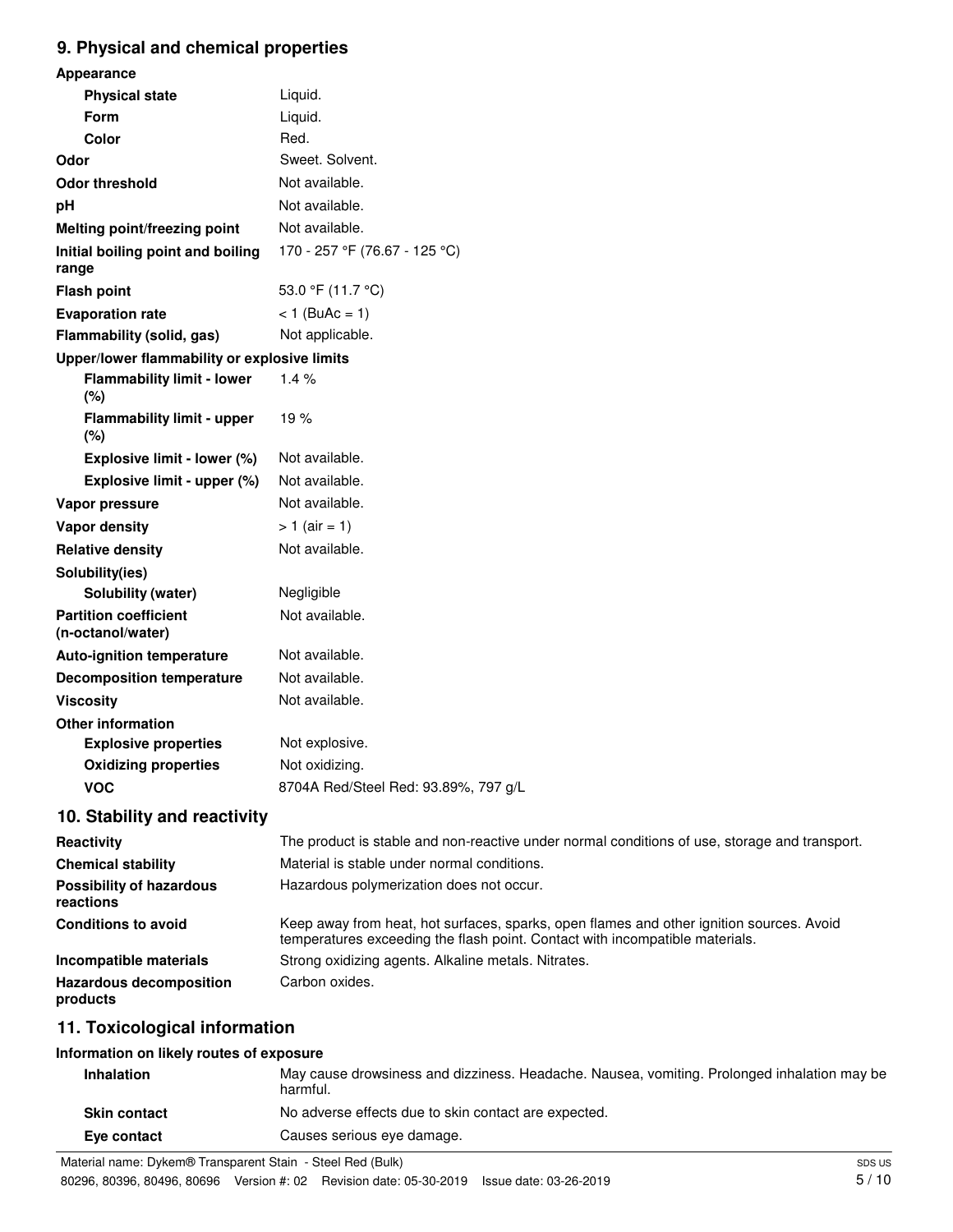## 9. Physical and chemical properties

| | |
|---|---|
| **Appearance** | |
| **Physical state** | Liquid. |
| **Form** | Liquid. |
| **Color** | Red. |
| **Odor** | Sweet. Solvent. |
| **Odor threshold** | Not available. |
| **pH** | Not available. |
| **Melting point/freezing point** | Not available. |
| **Initial boiling point and boiling range** | 170 - 257 °F (76.67 - 125 °C) |
| **Flash point** | 53.0 °F (11.7 °C) |
| **Evaporation rate** | < 1 (BuAc = 1) |
| **Flammability (solid, gas)** | Not applicable. |
| **Upper/lower flammability or explosive limits** | |
| **Flammability limit - lower (%)** | 1.4 % |
| **Flammability limit - upper (%)** | 19 % |
| **Explosive limit - lower (%)** | Not available. |
| **Explosive limit - upper (%)** | Not available. |
| **Vapor pressure** | Not available. |
| **Vapor density** | > 1 (air = 1) |
| **Relative density** | Not available. |
| **Solubility(ies)** | |
| **Solubility (water)** | Negligible |
| **Partition coefficient (n-octanol/water)** | Not available. |
| **Auto-ignition temperature** | Not available. |
| **Decomposition temperature** | Not available. |
| **Viscosity** | Not available. |
| **Other information** | |
| **Explosive properties** | Not explosive. |
| **Oxidizing properties** | Not oxidizing. |
| **VOC** | 8704A Red/Steel Red: 93.89%, 797 g/L |

## 10. Stability and reactivity

| | |
|---|---|
| **Reactivity** | The product is stable and non-reactive under normal conditions of use, storage and transport. |
| **Chemical stability** | Material is stable under normal conditions. |
| **Possibility of hazardous reactions** | Hazardous polymerization does not occur. |
| **Conditions to avoid** | Keep away from heat, hot surfaces, sparks, open flames and other ignition sources. Avoid temperatures exceeding the flash point. Contact with incompatible materials. |
| **Incompatible materials** | Strong oxidizing agents. Alkaline metals. Nitrates. |
| **Hazardous decomposition products** | Carbon oxides. |

## 11. Toxicological information

**Information on likely routes of exposure**

| | |
|---|---|
| **Inhalation** | May cause drowsiness and dizziness. Headache. Nausea, vomiting. Prolonged inhalation may be harmful. |
| **Skin contact** | No adverse effects due to skin contact are expected. |
| **Eye contact** | Causes serious eye damage. |

Material name: Dykem® Transparent Stain - Steel Red (Bulk)
80296, 80396, 80496, 80696 Version #: 02 Revision date: 05-30-2019 Issue date: 03-26-2019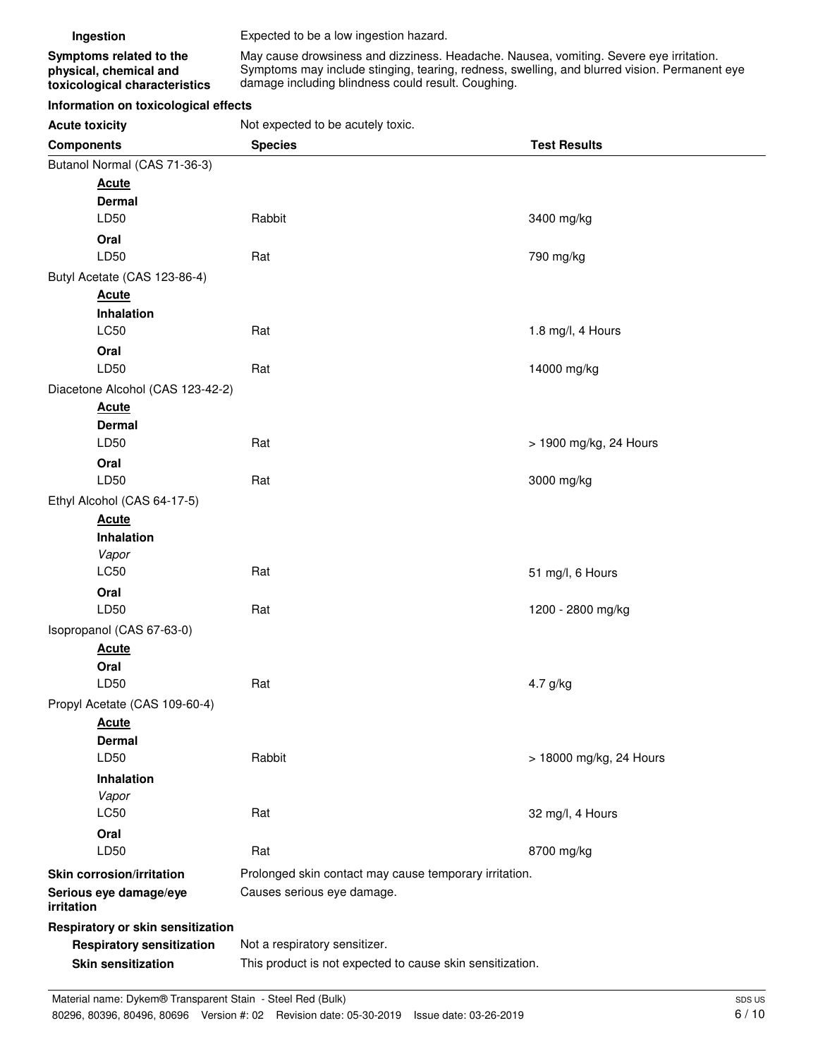**Ingestion** Expected to be a low ingestion hazard.

**Symptoms related to the physical, chemical and toxicological characteristics** May cause drowsiness and dizziness. Headache. Nausea, vomiting. Severe eye irritation. Symptoms may include stinging, tearing, redness, swelling, and blurred vision. Permanent eye damage including blindness could result. Coughing.

**Information on toxicological effects**

**Acute toxicity** Not expected to be acutely toxic.

| Components | Species | Test Results |
|---|---|---|
| Butanol Normal (CAS 71-36-3) | | |
| **Acute** | | |
| **Dermal** | | |
| LD50 | Rabbit | 3400 mg/kg |
| **Oral** | | |
| LD50 | Rat | 790 mg/kg |
| Butyl Acetate (CAS 123-86-4) | | |
| **Acute** | | |
| **Inhalation** | | |
| LC50 | Rat | 1.8 mg/l, 4 Hours |
| **Oral** | | |
| LD50 | Rat | 14000 mg/kg |
| Diacetone Alcohol (CAS 123-42-2) | | |
| **Acute** | | |
| **Dermal** | | |
| LD50 | Rat | > 1900 mg/kg, 24 Hours |
| **Oral** | | |
| LD50 | Rat | 3000 mg/kg |
| Ethyl Alcohol (CAS 64-17-5) | | |
| **Acute** | | |
| **Inhalation** | | |
| *Vapor* | | |
| LC50 | Rat | 51 mg/l, 6 Hours |
| **Oral** | | |
| LD50 | Rat | 1200 - 2800 mg/kg |
| Isopropanol (CAS 67-63-0) | | |
| **Acute** | | |
| **Oral** | | |
| LD50 | Rat | 4.7 g/kg |
| Propyl Acetate (CAS 109-60-4) | | |
| **Acute** | | |
| **Dermal** | | |
| LD50 | Rabbit | > 18000 mg/kg, 24 Hours |
| **Inhalation** | | |
| *Vapor* | | |
| LC50 | Rat | 32 mg/l, 4 Hours |
| **Oral** | | |
| LD50 | Rat | 8700 mg/kg |

**Skin corrosion/irritation** Prolonged skin contact may cause temporary irritation.

**Serious eye damage/eye irritation** Causes serious eye damage.

**Respiratory or skin sensitization**

**Respiratory sensitization** Not a respiratory sensitizer.

**Skin sensitization** This product is not expected to cause skin sensitization.

Material name: Dykem® Transparent Stain - Steel Red (Bulk)

80296, 80396, 80496, 80696 Version #: 02 Revision date: 05-30-2019 Issue date: 03-26-2019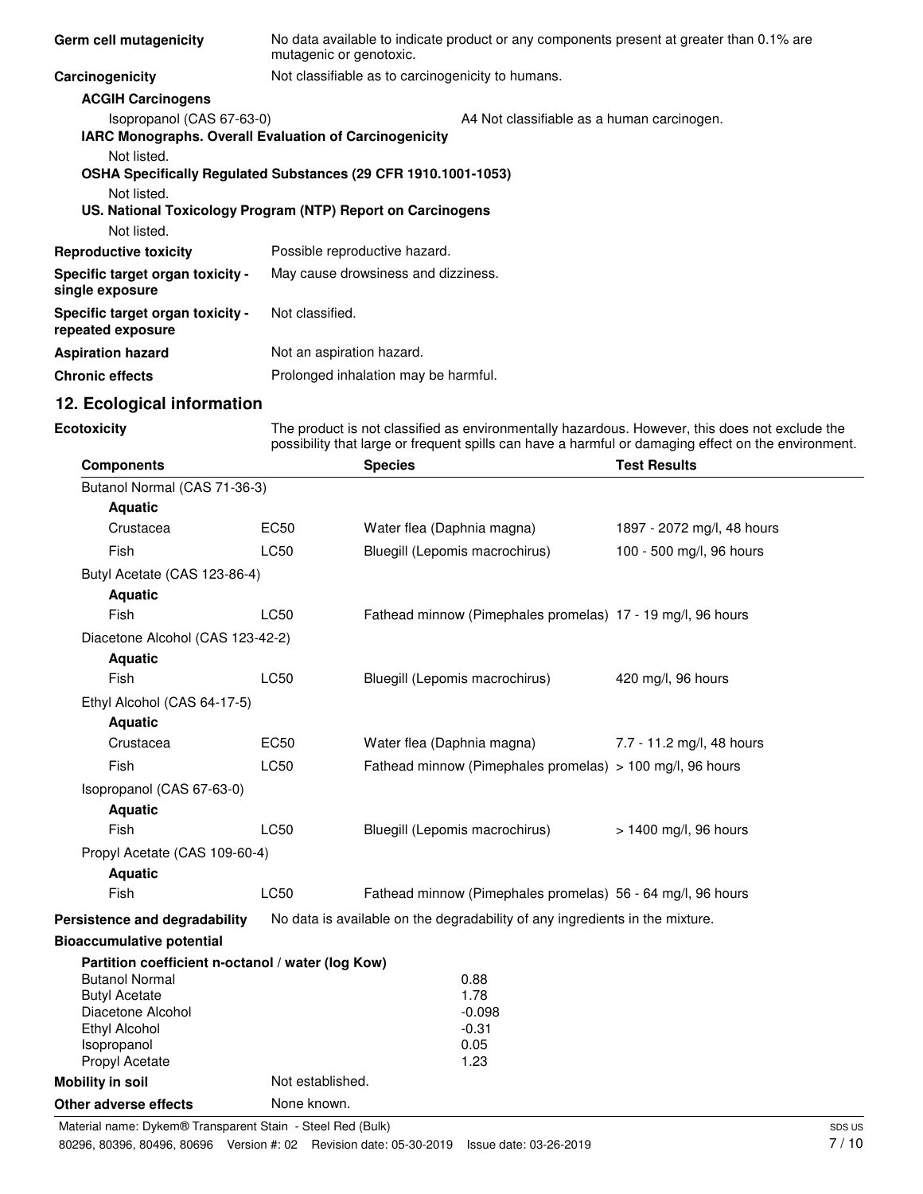**Germ cell mutagenicity** No data available to indicate product or any components present at greater than 0.1% are mutagenic or genotoxic.

**Carcinogenicity** Not classifiable as to carcinogenicity to humans.

**ACGIH Carcinogens**

Isopropanol (CAS 67-63-0) A4 Not classifiable as a human carcinogen.

**IARC Monographs. Overall Evaluation of Carcinogenicity**

Not listed.

**OSHA Specifically Regulated Substances (29 CFR 1910.1001-1053)**

Not listed.

**US. National Toxicology Program (NTP) Report on Carcinogens**

Not listed.

**Reproductive toxicity** Possible reproductive hazard.

**Specific target organ toxicity - single exposure** May cause drowsiness and dizziness.

**Specific target organ toxicity - repeated exposure** Not classified.

**Aspiration hazard** Not an aspiration hazard.

**Chronic effects** Prolonged inhalation may be harmful.

## 12. Ecological information

**Ecotoxicity** The product is not classified as environmentally hazardous. However, this does not exclude the possibility that large or frequent spills can have a harmful or damaging effect on the environment.

| Components | | Species | Test Results |
|---|---|---|---|
| Butanol Normal (CAS 71-36-3) | | | |
| **Aquatic** | | | |
| Crustacea | EC50 | Water flea (Daphnia magna) | 1897 - 2072 mg/l, 48 hours |
| Fish | LC50 | Bluegill (Lepomis macrochirus) | 100 - 500 mg/l, 96 hours |
| Butyl Acetate (CAS 123-86-4) | | | |
| **Aquatic** | | | |
| Fish | LC50 | Fathead minnow (Pimephales promelas) | 17 - 19 mg/l, 96 hours |
| Diacetone Alcohol (CAS 123-42-2) | | | |
| **Aquatic** | | | |
| Fish | LC50 | Bluegill (Lepomis macrochirus) | 420 mg/l, 96 hours |
| Ethyl Alcohol (CAS 64-17-5) | | | |
| **Aquatic** | | | |
| Crustacea | EC50 | Water flea (Daphnia magna) | 7.7 - 11.2 mg/l, 48 hours |
| Fish | LC50 | Fathead minnow (Pimephales promelas) | > 100 mg/l, 96 hours |
| Isopropanol (CAS 67-63-0) | | | |
| **Aquatic** | | | |
| Fish | LC50 | Bluegill (Lepomis macrochirus) | > 1400 mg/l, 96 hours |
| Propyl Acetate (CAS 109-60-4) | | | |
| **Aquatic** | | | |
| Fish | LC50 | Fathead minnow (Pimephales promelas) | 56 - 64 mg/l, 96 hours |

**Persistence and degradability** No data is available on the degradability of any ingredients in the mixture.

**Bioaccumulative potential**

**Partition coefficient n-octanol / water (log Kow)**

| | |
|---|---|
| Butanol Normal | 0.88 |
| Butyl Acetate | 1.78 |
| Diacetone Alcohol | -0.098 |
| Ethyl Alcohol | -0.31 |
| Isopropanol | 0.05 |
| Propyl Acetate | 1.23 |

**Mobility in soil** Not established.

**Other adverse effects** None known.

Material name: Dykem® Transparent Stain - Steel Red (Bulk)

80296, 80396, 80496, 80696 Version #: 02 Revision date: 05-30-2019 Issue date: 03-26-2019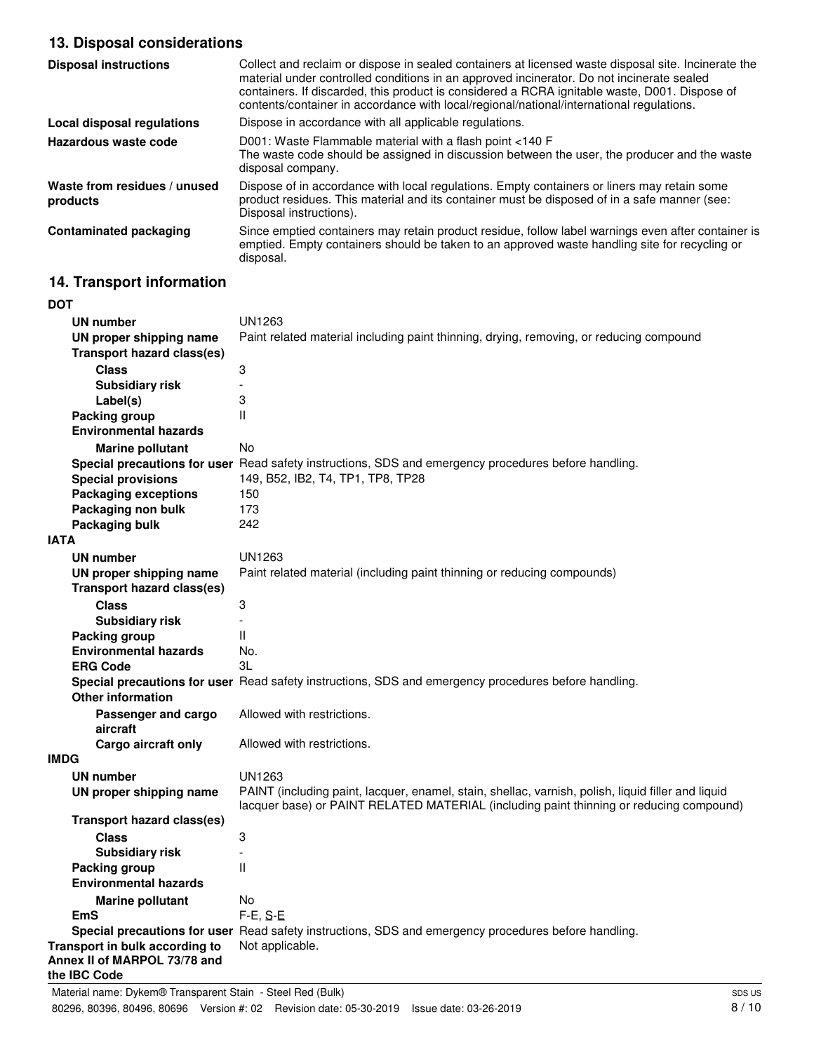## 13. Disposal considerations

**Disposal instructions**
Collect and reclaim or dispose in sealed containers at licensed waste disposal site. Incinerate the material under controlled conditions in an approved incinerator. Do not incinerate sealed containers. If discarded, this product is considered a RCRA ignitable waste, D001. Dispose of contents/container in accordance with local/regional/national/international regulations.

**Local disposal regulations**
Dispose in accordance with all applicable regulations.

**Hazardous waste code**
D001: Waste Flammable material with a flash point <140 F
The waste code should be assigned in discussion between the user, the producer and the waste disposal company.

**Waste from residues / unused products**
Dispose of in accordance with local regulations. Empty containers or liners may retain some product residues. This material and its container must be disposed of in a safe manner (see: Disposal instructions).

**Contaminated packaging**
Since emptied containers may retain product residue, follow label warnings even after container is emptied. Empty containers should be taken to an approved waste handling site for recycling or disposal.

## 14. Transport information

**DOT**

- **UN number**: UN1263
- **UN proper shipping name**: Paint related material including paint thinning, drying, removing, or reducing compound
- **Transport hazard class(es)**
  - **Class**: 3
  - **Subsidiary risk**: -
  - **Label(s)**: 3
- **Packing group**: II
- **Environmental hazards**
  - **Marine pollutant**: No
- **Special precautions for user**: Read safety instructions, SDS and emergency procedures before handling.
- **Special provisions**: 149, B52, IB2, T4, TP1, TP8, TP28
- **Packaging exceptions**: 150
- **Packaging non bulk**: 173
- **Packaging bulk**: 242

**IATA**

- **UN number**: UN1263
- **UN proper shipping name**: Paint related material (including paint thinning or reducing compounds)
- **Transport hazard class(es)**
  - **Class**: 3
  - **Subsidiary risk**: -
- **Packing group**: II
- **Environmental hazards**: No.
- **ERG Code**: 3L
- **Special precautions for user**: Read safety instructions, SDS and emergency procedures before handling.
- **Other information**
  - **Passenger and cargo aircraft**: Allowed with restrictions.
  - **Cargo aircraft only**: Allowed with restrictions.

**IMDG**

- **UN number**: UN1263
- **UN proper shipping name**: PAINT (including paint, lacquer, enamel, stain, shellac, varnish, polish, liquid filler and liquid lacquer base) or PAINT RELATED MATERIAL (including paint thinning or reducing compound)
- **Transport hazard class(es)**
  - **Class**: 3
  - **Subsidiary risk**: -
- **Packing group**: II
- **Environmental hazards**
  - **Marine pollutant**: No
- **EmS**: F-E, S-E
- **Special precautions for user**: Read safety instructions, SDS and emergency procedures before handling.

**Transport in bulk according to Annex II of MARPOL 73/78 and the IBC Code**: Not applicable.

Material name: Dykem® Transparent Stain - Steel Red (Bulk)
80296, 80396, 80496, 80696 Version #: 02 Revision date: 05-30-2019 Issue date: 03-26-2019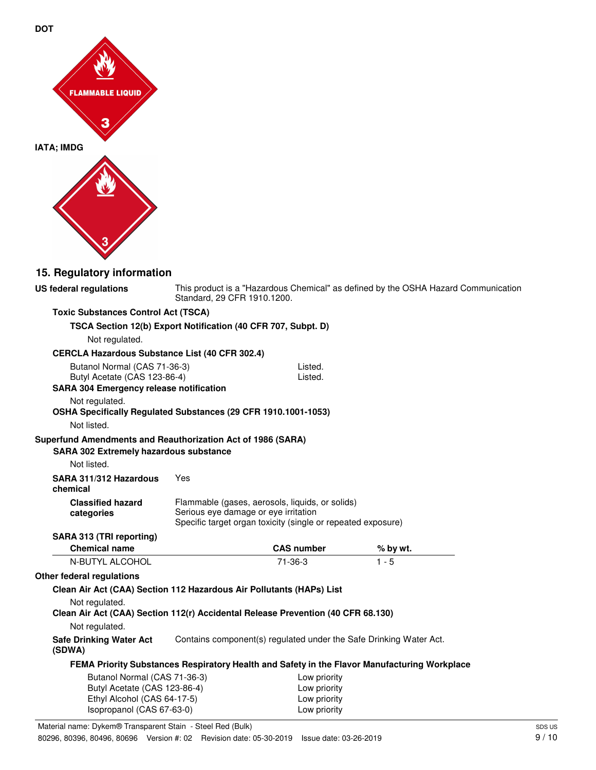**DOT**

**IATA; IMDG**

## 15. Regulatory information

**US federal regulations** This product is a "Hazardous Chemical" as defined by the OSHA Hazard Communication Standard, 29 CFR 1910.1200.

**Toxic Substances Control Act (TSCA)**

**TSCA Section 12(b) Export Notification (40 CFR 707, Subpt. D)**

Not regulated.

**CERCLA Hazardous Substance List (40 CFR 302.4)**

| | |
|---|---|
| Butanol Normal (CAS 71-36-3) | Listed. |
| Butyl Acetate (CAS 123-86-4) | Listed. |

**SARA 304 Emergency release notification**

Not regulated.

**OSHA Specifically Regulated Substances (29 CFR 1910.1001-1053)**

Not listed.

**Superfund Amendments and Reauthorization Act of 1986 (SARA)**

**SARA 302 Extremely hazardous substance**

Not listed.

**SARA 311/312 Hazardous chemical** Yes

**Classified hazard categories**
Flammable (gases, aerosols, liquids, or solids)
Serious eye damage or eye irritation
Specific target organ toxicity (single or repeated exposure)

**SARA 313 (TRI reporting)**

| Chemical name | CAS number | % by wt. |
|---|---|---|
| N-BUTYL ALCOHOL | 71-36-3 | 1 - 5 |

**Other federal regulations**

**Clean Air Act (CAA) Section 112 Hazardous Air Pollutants (HAPs) List**

Not regulated.

**Clean Air Act (CAA) Section 112(r) Accidental Release Prevention (40 CFR 68.130)**

Not regulated.

**Safe Drinking Water Act (SDWA)** Contains component(s) regulated under the Safe Drinking Water Act.

**FEMA Priority Substances Respiratory Health and Safety in the Flavor Manufacturing Workplace**

| | |
|---|---|
| Butanol Normal (CAS 71-36-3) | Low priority |
| Butyl Acetate (CAS 123-86-4) | Low priority |
| Ethyl Alcohol (CAS 64-17-5) | Low priority |
| Isopropanol (CAS 67-63-0) | Low priority |

Material name: Dykem® Transparent Stain - Steel Red (Bulk)
80296, 80396, 80496, 80696 Version #: 02 Revision date: 05-30-2019 Issue date: 03-26-2019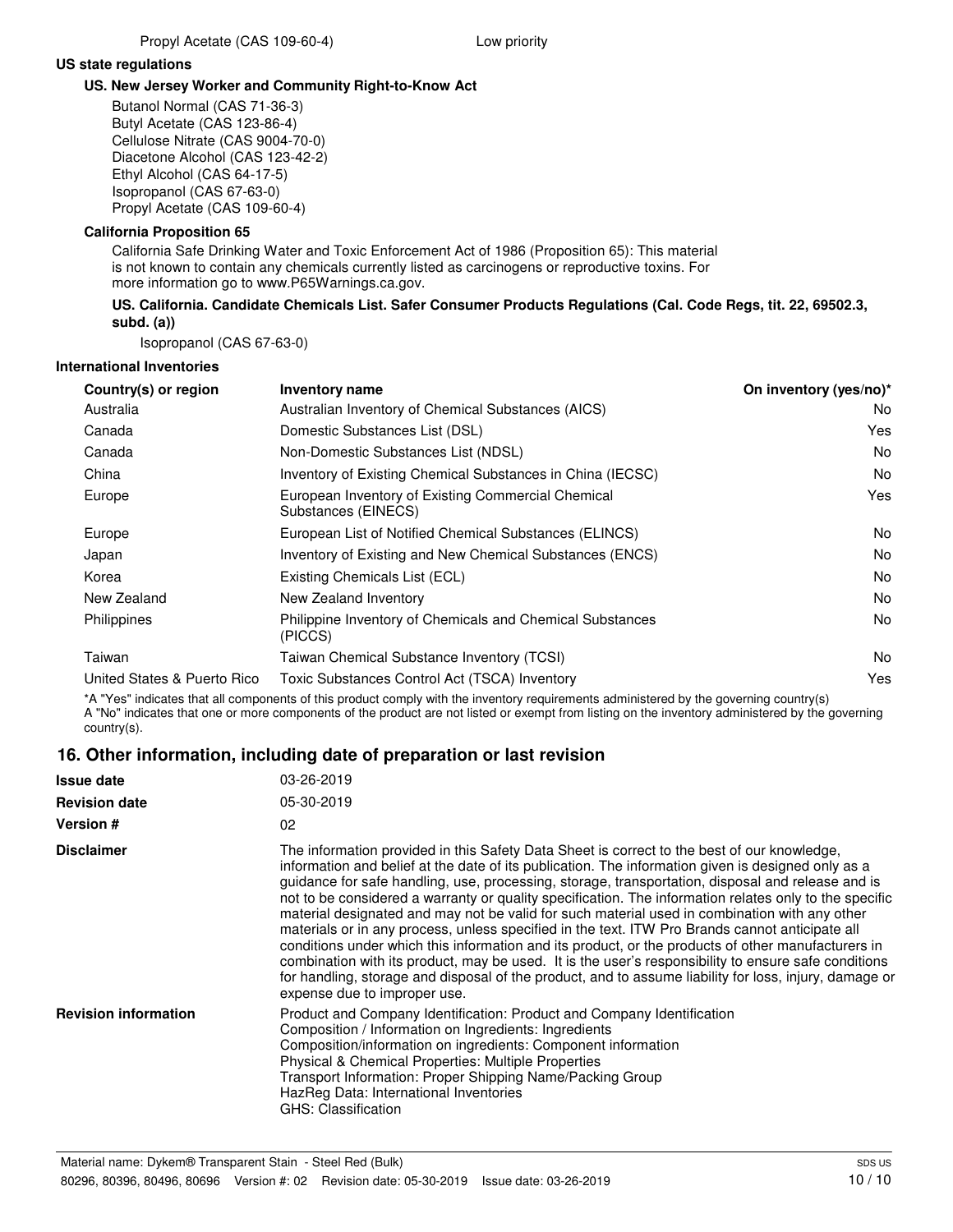Propyl Acetate (CAS 109-60-4) Low priority

**US state regulations**

**US. New Jersey Worker and Community Right-to-Know Act**

Butanol Normal (CAS 71-36-3)
Butyl Acetate (CAS 123-86-4)
Cellulose Nitrate (CAS 9004-70-0)
Diacetone Alcohol (CAS 123-42-2)
Ethyl Alcohol (CAS 64-17-5)
Isopropanol (CAS 67-63-0)
Propyl Acetate (CAS 109-60-4)

**California Proposition 65**

California Safe Drinking Water and Toxic Enforcement Act of 1986 (Proposition 65): This material is not known to contain any chemicals currently listed as carcinogens or reproductive toxins. For more information go to www.P65Warnings.ca.gov.

**US. California. Candidate Chemicals List. Safer Consumer Products Regulations (Cal. Code Regs, tit. 22, 69502.3, subd. (a))**

Isopropanol (CAS 67-63-0)

**International Inventories**

| Country(s) or region | Inventory name | On inventory (yes/no)* |
|---|---|---|
| Australia | Australian Inventory of Chemical Substances (AICS) | No |
| Canada | Domestic Substances List (DSL) | Yes |
| Canada | Non-Domestic Substances List (NDSL) | No |
| China | Inventory of Existing Chemical Substances in China (IECSC) | No |
| Europe | European Inventory of Existing Commercial Chemical Substances (EINECS) | Yes |
| Europe | European List of Notified Chemical Substances (ELINCS) | No |
| Japan | Inventory of Existing and New Chemical Substances (ENCS) | No |
| Korea | Existing Chemicals List (ECL) | No |
| New Zealand | New Zealand Inventory | No |
| Philippines | Philippine Inventory of Chemicals and Chemical Substances (PICCS) | No |
| Taiwan | Taiwan Chemical Substance Inventory (TCSI) | No |
| United States & Puerto Rico | Toxic Substances Control Act (TSCA) Inventory | Yes |

*A "Yes" indicates that all components of this product comply with the inventory requirements administered by the governing country(s)
A "No" indicates that one or more components of the product are not listed or exempt from listing on the inventory administered by the governing country(s).

## 16. Other information, including date of preparation or last revision

| | |
|---|---|
| **Issue date** | 03-26-2019 |
| **Revision date** | 05-30-2019 |
| **Version #** | 02 |
| **Disclaimer** | The information provided in this Safety Data Sheet is correct to the best of our knowledge, information and belief at the date of its publication. The information given is designed only as a guidance for safe handling, use, processing, storage, transportation, disposal and release and is not to be considered a warranty or quality specification. The information relates only to the specific material designated and may not be valid for such material used in combination with any other materials or in any process, unless specified in the text. ITW Pro Brands cannot anticipate all conditions under which this information and its product, or the products of other manufacturers in combination with its product, may be used. It is the user's responsibility to ensure safe conditions for handling, storage and disposal of the product, and to assume liability for loss, injury, damage or expense due to improper use. |
| **Revision information** | Product and Company Identification: Product and Company Identification<br>Composition / Information on Ingredients: Ingredients<br>Composition/information on ingredients: Component information<br>Physical & Chemical Properties: Multiple Properties<br>Transport Information: Proper Shipping Name/Packing Group<br>HazReg Data: International Inventories<br>GHS: Classification |